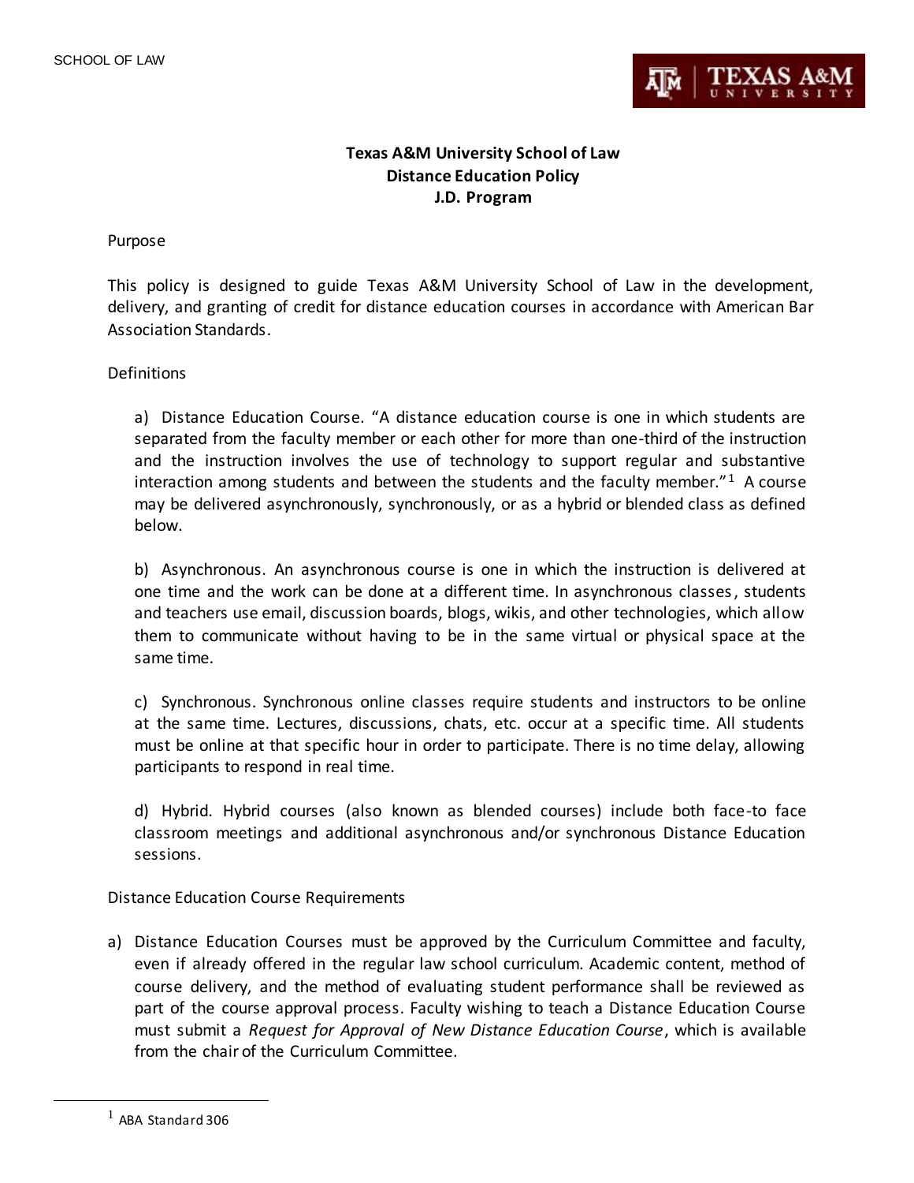# Texas A&M University School of Law
## Distance Education Policy
## J.D. Program

### Purpose

This policy is designed to guide Texas A&M University School of Law in the development, delivery, and granting of credit for distance education courses in accordance with American Bar Association Standards.

### Definitions

a) Distance Education Course. "A distance education course is one in which students are separated from the faculty member or each other for more than one-third of the instruction and the instruction involves the use of technology to support regular and substantive interaction among students and between the students and the faculty member."[1] A course may be delivered asynchronously, synchronously, or as a hybrid or blended class as defined below.

b) Asynchronous. An asynchronous course is one in which the instruction is delivered at one time and the work can be done at a different time. In asynchronous classes, students and teachers use email, discussion boards, blogs, wikis, and other technologies, which allow them to communicate without having to be in the same virtual or physical space at the same time.

c) Synchronous. Synchronous online classes require students and instructors to be online at the same time. Lectures, discussions, chats, etc. occur at a specific time. All students must be online at that specific hour in order to participate. There is no time delay, allowing participants to respond in real time.

d) Hybrid. Hybrid courses (also known as blended courses) include both face-to face classroom meetings and additional asynchronous and/or synchronous Distance Education sessions.

### Distance Education Course Requirements

a) Distance Education Courses must be approved by the Curriculum Committee and faculty, even if already offered in the regular law school curriculum. Academic content, method of course delivery, and the method of evaluating student performance shall be reviewed as part of the course approval process. Faculty wishing to teach a Distance Education Course must submit a *Request for Approval of New Distance Education Course*, which is available from the chair of the Curriculum Committee.

---

[1] ABA Standard 306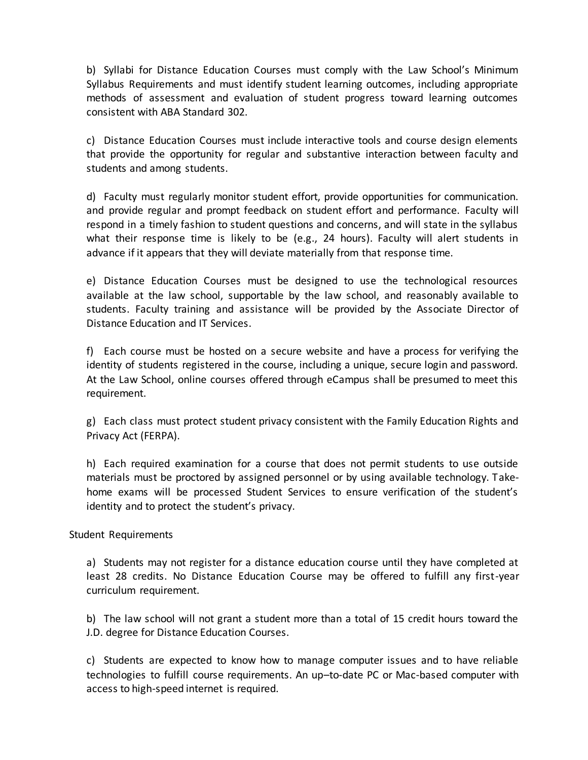b) Syllabi for Distance Education Courses must comply with the Law School's Minimum Syllabus Requirements and must identify student learning outcomes, including appropriate methods of assessment and evaluation of student progress toward learning outcomes consistent with ABA Standard 302.

c) Distance Education Courses must include interactive tools and course design elements that provide the opportunity for regular and substantive interaction between faculty and students and among students.

d) Faculty must regularly monitor student effort, provide opportunities for communication. and provide regular and prompt feedback on student effort and performance. Faculty will respond in a timely fashion to student questions and concerns, and will state in the syllabus what their response time is likely to be (e.g., 24 hours). Faculty will alert students in advance if it appears that they will deviate materially from that response time.

e) Distance Education Courses must be designed to use the technological resources available at the law school, supportable by the law school, and reasonably available to students. Faculty training and assistance will be provided by the Associate Director of Distance Education and IT Services.

f) Each course must be hosted on a secure website and have a process for verifying the identity of students registered in the course, including a unique, secure login and password. At the Law School, online courses offered through eCampus shall be presumed to meet this requirement.

g) Each class must protect student privacy consistent with the Family Education Rights and Privacy Act (FERPA).

h) Each required examination for a course that does not permit students to use outside materials must be proctored by assigned personnel or by using available technology. Take-home exams will be processed Student Services to ensure verification of the student's identity and to protect the student's privacy.

Student Requirements

a) Students may not register for a distance education course until they have completed at least 28 credits. No Distance Education Course may be offered to fulfill any first-year curriculum requirement.

b) The law school will not grant a student more than a total of 15 credit hours toward the J.D. degree for Distance Education Courses.

c) Students are expected to know how to manage computer issues and to have reliable technologies to fulfill course requirements. An up–to-date PC or Mac-based computer with access to high-speed internet is required.